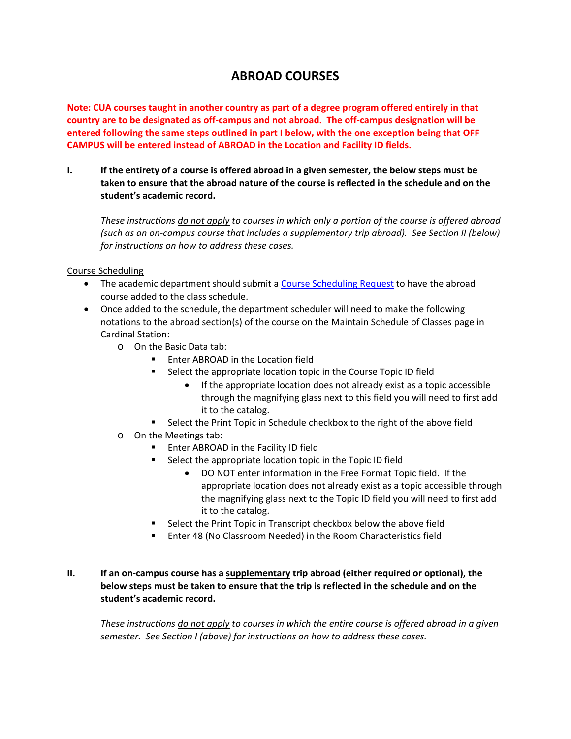# ABROAD COURSES

**Note: CUA courses taught in another country as part of a degree program offered entirely in that country are to be designated as off-campus and not abroad. The off-campus designation will be entered following the same steps outlined in part I below, with the one exception being that OFF CAMPUS will be entered instead of ABROAD in the Location and Facility ID fields.**

**I. If the <u>entirety of a course</u> is offered abroad in a given semester, the below steps must be taken to ensure that the abroad nature of the course is reflected in the schedule and on the student's academic record.**

*These instructions <u>do not apply</u> to courses in which only a portion of the course is offered abroad (such as an on-campus course that includes a supplementary trip abroad). See Section II (below) for instructions on how to address these cases.*

<u>Course Scheduling</u>

- The academic department should submit a [Course Scheduling Request]() to have the abroad course added to the class schedule.
- Once added to the schedule, the department scheduler will need to make the following notations to the abroad section(s) of the course on the Maintain Schedule of Classes page in Cardinal Station:
  - On the Basic Data tab:
    - Enter ABROAD in the Location field
    - Select the appropriate location topic in the Course Topic ID field
      - If the appropriate location does not already exist as a topic accessible through the magnifying glass next to this field you will need to first add it to the catalog.
    - Select the Print Topic in Schedule checkbox to the right of the above field
  - On the Meetings tab:
    - Enter ABROAD in the Facility ID field
    - Select the appropriate location topic in the Topic ID field
      - DO NOT enter information in the Free Format Topic field. If the appropriate location does not already exist as a topic accessible through the magnifying glass next to the Topic ID field you will need to first add it to the catalog.
    - Select the Print Topic in Transcript checkbox below the above field
    - Enter 48 (No Classroom Needed) in the Room Characteristics field

**II. If an on-campus course has a <u>supplementary</u> trip abroad (either required or optional), the below steps must be taken to ensure that the trip is reflected in the schedule and on the student's academic record.**

*These instructions <u>do not apply</u> to courses in which the entire course is offered abroad in a given semester. See Section I (above) for instructions on how to address these cases.*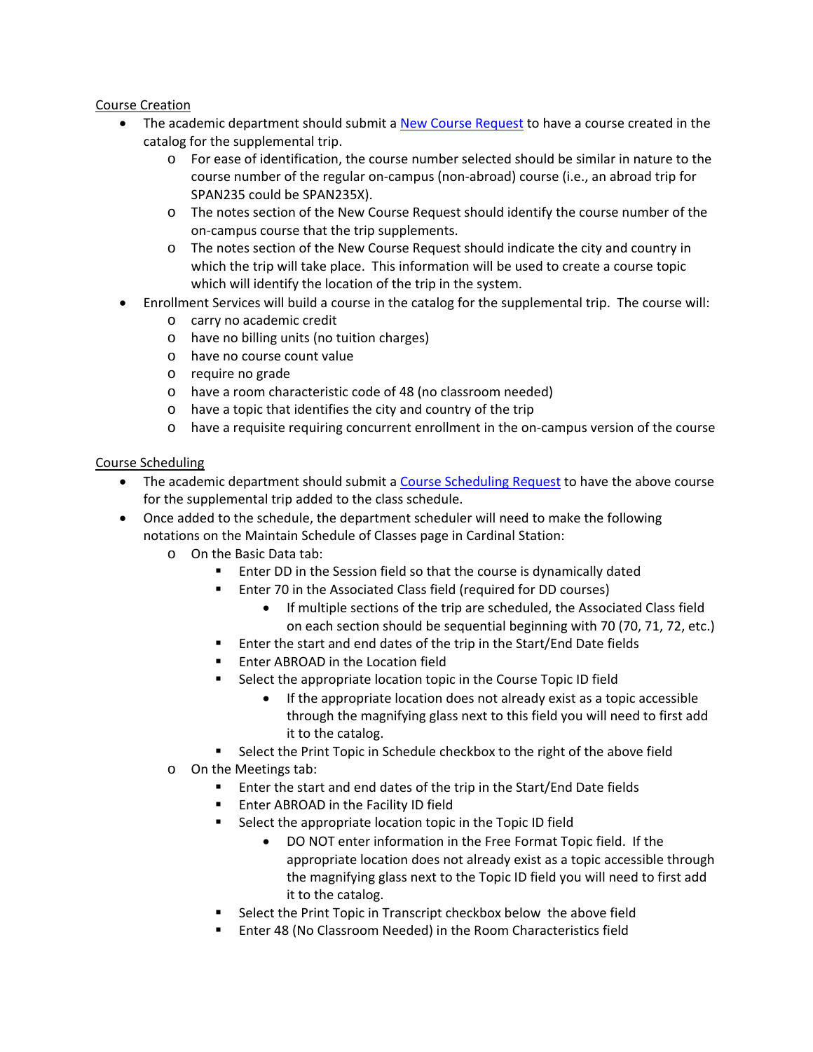Course Creation

- The academic department should submit a [New Course Request](#) to have a course created in the catalog for the supplemental trip.
  - For ease of identification, the course number selected should be similar in nature to the course number of the regular on-campus (non-abroad) course (i.e., an abroad trip for SPAN235 could be SPAN235X).
  - The notes section of the New Course Request should identify the course number of the on-campus course that the trip supplements.
  - The notes section of the New Course Request should indicate the city and country in which the trip will take place. This information will be used to create a course topic which will identify the location of the trip in the system.
- Enrollment Services will build a course in the catalog for the supplemental trip. The course will:
  - carry no academic credit
  - have no billing units (no tuition charges)
  - have no course count value
  - require no grade
  - have a room characteristic code of 48 (no classroom needed)
  - have a topic that identifies the city and country of the trip
  - have a requisite requiring concurrent enrollment in the on-campus version of the course

Course Scheduling

- The academic department should submit a [Course Scheduling Request](#) to have the above course for the supplemental trip added to the class schedule.
- Once added to the schedule, the department scheduler will need to make the following notations on the Maintain Schedule of Classes page in Cardinal Station:
  - On the Basic Data tab:
    - Enter DD in the Session field so that the course is dynamically dated
    - Enter 70 in the Associated Class field (required for DD courses)
      - If multiple sections of the trip are scheduled, the Associated Class field on each section should be sequential beginning with 70 (70, 71, 72, etc.)
    - Enter the start and end dates of the trip in the Start/End Date fields
    - Enter ABROAD in the Location field
    - Select the appropriate location topic in the Course Topic ID field
      - If the appropriate location does not already exist as a topic accessible through the magnifying glass next to this field you will need to first add it to the catalog.
    - Select the Print Topic in Schedule checkbox to the right of the above field
  - On the Meetings tab:
    - Enter the start and end dates of the trip in the Start/End Date fields
    - Enter ABROAD in the Facility ID field
    - Select the appropriate location topic in the Topic ID field
      - DO NOT enter information in the Free Format Topic field. If the appropriate location does not already exist as a topic accessible through the magnifying glass next to the Topic ID field you will need to first add it to the catalog.
    - Select the Print Topic in Transcript checkbox below the above field
    - Enter 48 (No Classroom Needed) in the Room Characteristics field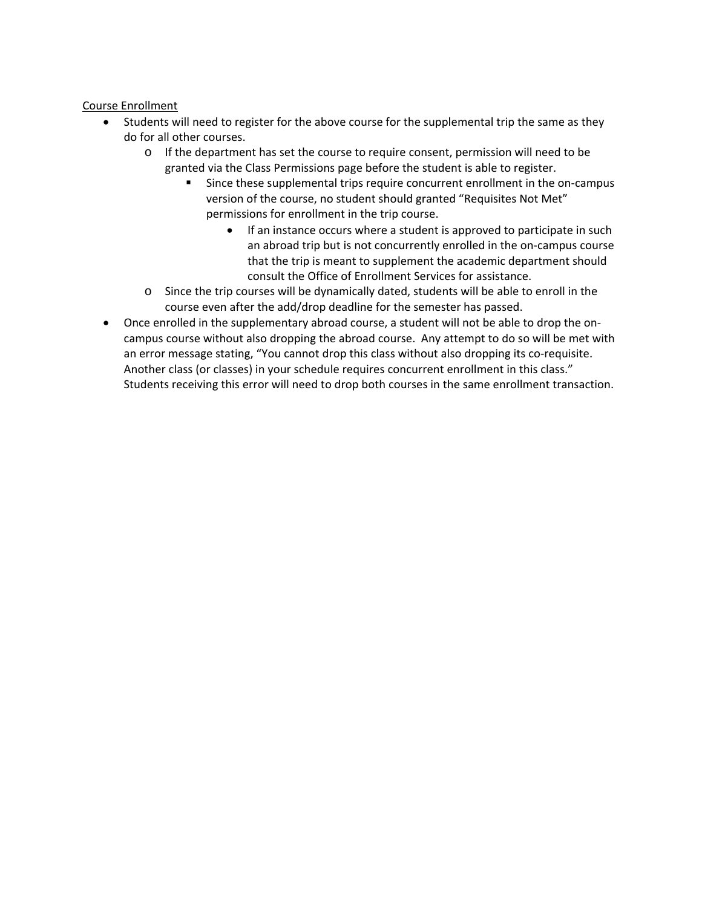<u>Course Enrollment</u>

- Students will need to register for the above course for the supplemental trip the same as they do for all other courses.
  - If the department has set the course to require consent, permission will need to be granted via the Class Permissions page before the student is able to register.
    - Since these supplemental trips require concurrent enrollment in the on-campus version of the course, no student should granted "Requisites Not Met" permissions for enrollment in the trip course.
      - If an instance occurs where a student is approved to participate in such an abroad trip but is not concurrently enrolled in the on-campus course that the trip is meant to supplement the academic department should consult the Office of Enrollment Services for assistance.
  - Since the trip courses will be dynamically dated, students will be able to enroll in the course even after the add/drop deadline for the semester has passed.
- Once enrolled in the supplementary abroad course, a student will not be able to drop the on-campus course without also dropping the abroad course. Any attempt to do so will be met with an error message stating, "You cannot drop this class without also dropping its co-requisite. Another class (or classes) in your schedule requires concurrent enrollment in this class." Students receiving this error will need to drop both courses in the same enrollment transaction.